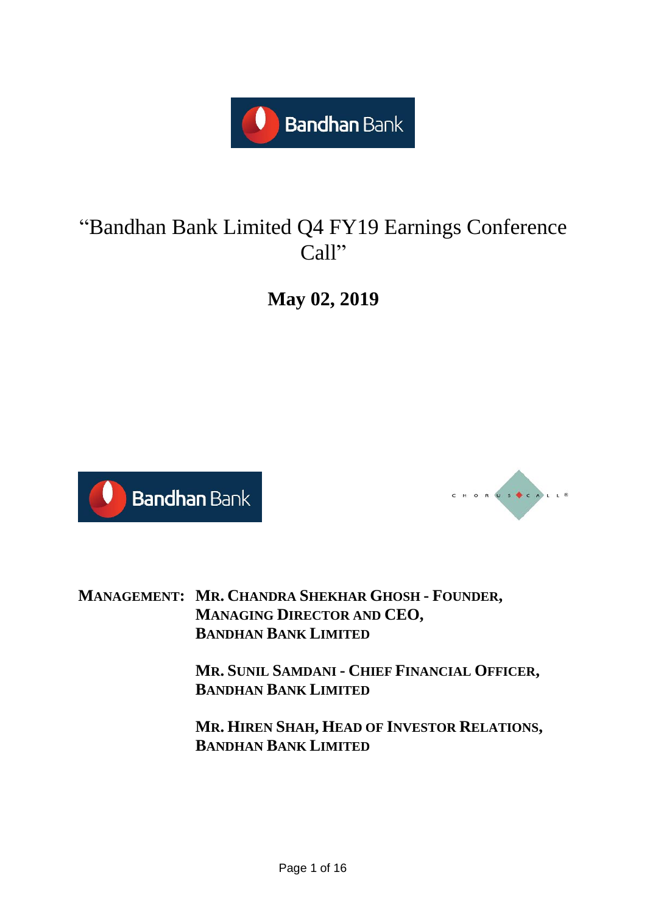# "Bandhan Bank Limited Q4 FY19 Earnings Conference Call"

**May 02, 2019**

**MANAGEMENT:** **MR. CHANDRA SHEKHAR GHOSH - FOUNDER, MANAGING DIRECTOR AND CEO, BANDHAN BANK LIMITED**

**MR. SUNIL SAMDANI - CHIEF FINANCIAL OFFICER, BANDHAN BANK LIMITED**

**MR. HIREN SHAH, HEAD OF INVESTOR RELATIONS, BANDHAN BANK LIMITED**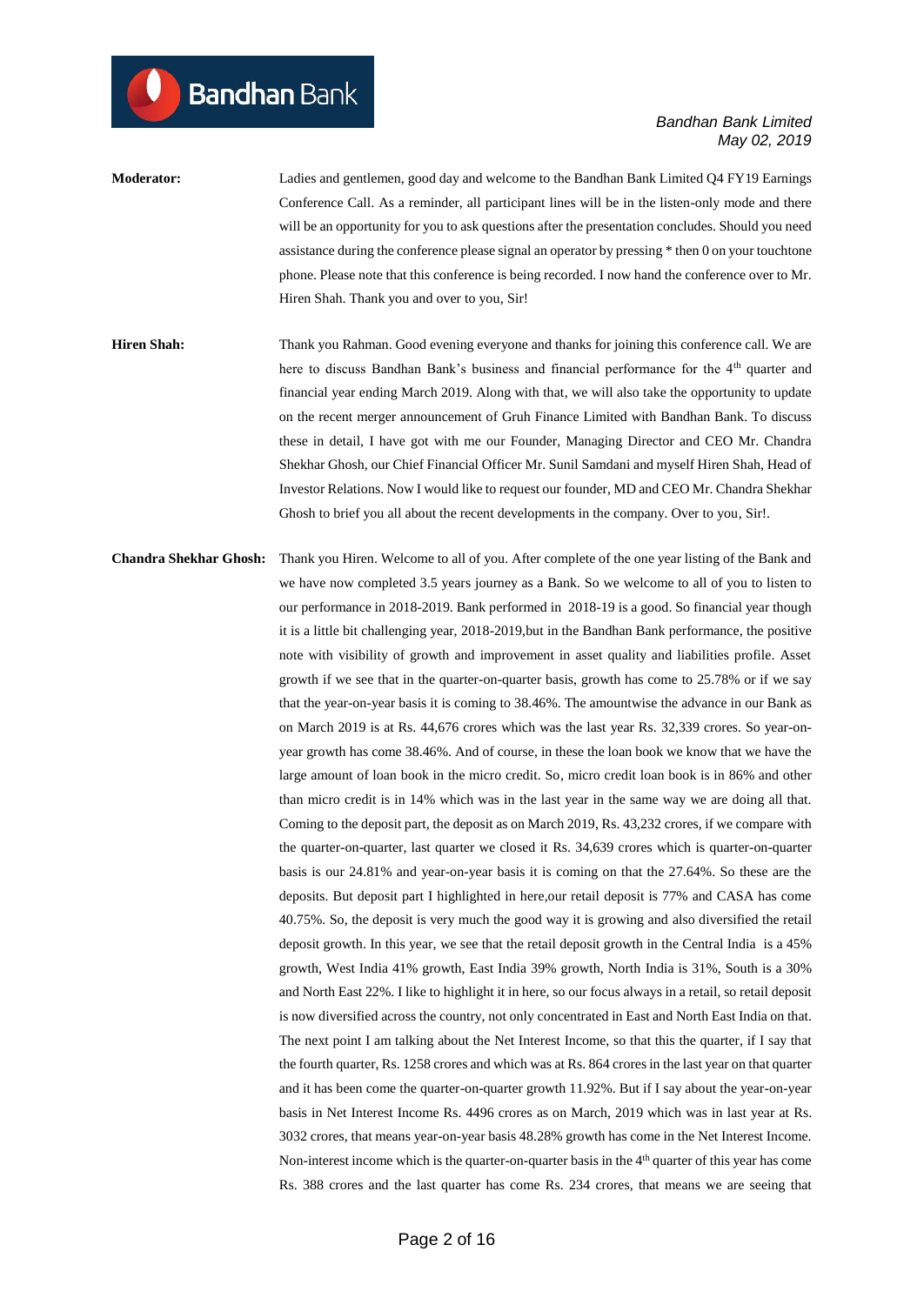**Moderator:** Ladies and gentlemen, good day and welcome to the Bandhan Bank Limited Q4 FY19 Earnings Conference Call. As a reminder, all participant lines will be in the listen-only mode and there will be an opportunity for you to ask questions after the presentation concludes. Should you need assistance during the conference please signal an operator by pressing * then 0 on your touchtone phone. Please note that this conference is being recorded. I now hand the conference over to Mr. Hiren Shah. Thank you and over to you, Sir!

**Hiren Shah:** Thank you Rahman. Good evening everyone and thanks for joining this conference call. We are here to discuss Bandhan Bank's business and financial performance for the 4th quarter and financial year ending March 2019. Along with that, we will also take the opportunity to update on the recent merger announcement of Gruh Finance Limited with Bandhan Bank. To discuss these in detail, I have got with me our Founder, Managing Director and CEO Mr. Chandra Shekhar Ghosh, our Chief Financial Officer Mr. Sunil Samdani and myself Hiren Shah, Head of Investor Relations. Now I would like to request our founder, MD and CEO Mr. Chandra Shekhar Ghosh to brief you all about the recent developments in the company. Over to you, Sir!.

**Chandra Shekhar Ghosh:** Thank you Hiren. Welcome to all of you. After complete of the one year listing of the Bank and we have now completed 3.5 years journey as a Bank. So we welcome to all of you to listen to our performance in 2018-2019. Bank performed in 2018-19 is a good. So financial year though it is a little bit challenging year, 2018-2019,but in the Bandhan Bank performance, the positive note with visibility of growth and improvement in asset quality and liabilities profile. Asset growth if we see that in the quarter-on-quarter basis, growth has come to 25.78% or if we say that the year-on-year basis it is coming to 38.46%. The amountwise the advance in our Bank as on March 2019 is at Rs. 44,676 crores which was the last year Rs. 32,339 crores. So year-on-year growth has come 38.46%. And of course, in these the loan book we know that we have the large amount of loan book in the micro credit. So, micro credit loan book is in 86% and other than micro credit is in 14% which was in the last year in the same way we are doing all that. Coming to the deposit part, the deposit as on March 2019, Rs. 43,232 crores, if we compare with the quarter-on-quarter, last quarter we closed it Rs. 34,639 crores which is quarter-on-quarter basis is our 24.81% and year-on-year basis it is coming on that the 27.64%. So these are the deposits. But deposit part I highlighted in here,our retail deposit is 77% and CASA has come 40.75%. So, the deposit is very much the good way it is growing and also diversified the retail deposit growth. In this year, we see that the retail deposit growth in the Central India is a 45% growth, West India 41% growth, East India 39% growth, North India is 31%, South is a 30% and North East 22%. I like to highlight it in here, so our focus always in a retail, so retail deposit is now diversified across the country, not only concentrated in East and North East India on that. The next point I am talking about the Net Interest Income, so that this the quarter, if I say that the fourth quarter, Rs. 1258 crores and which was at Rs. 864 crores in the last year on that quarter and it has been come the quarter-on-quarter growth 11.92%. But if I say about the year-on-year basis in Net Interest Income Rs. 4496 crores as on March, 2019 which was in last year at Rs. 3032 crores, that means year-on-year basis 48.28% growth has come in the Net Interest Income. Non-interest income which is the quarter-on-quarter basis in the 4th quarter of this year has come Rs. 388 crores and the last quarter has come Rs. 234 crores, that means we are seeing that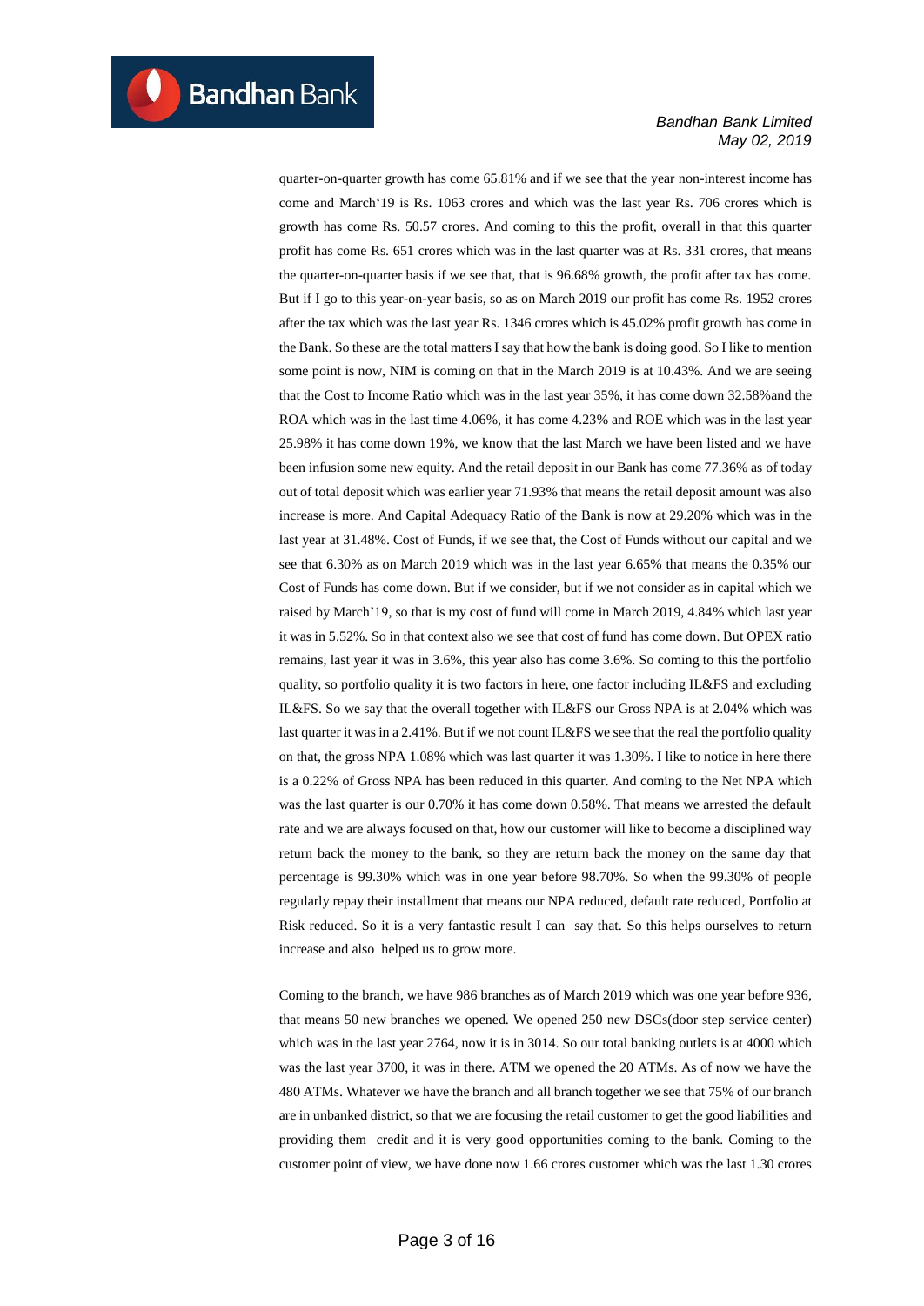quarter-on-quarter growth has come 65.81% and if we see that the year non-interest income has come and March'19 is Rs. 1063 crores and which was the last year Rs. 706 crores which is growth has come Rs. 50.57 crores. And coming to this the profit, overall in that this quarter profit has come Rs. 651 crores which was in the last quarter was at Rs. 331 crores, that means the quarter-on-quarter basis if we see that, that is 96.68% growth, the profit after tax has come. But if I go to this year-on-year basis, so as on March 2019 our profit has come Rs. 1952 crores after the tax which was the last year Rs. 1346 crores which is 45.02% profit growth has come in the Bank. So these are the total matters I say that how the bank is doing good. So I like to mention some point is now, NIM is coming on that in the March 2019 is at 10.43%. And we are seeing that the Cost to Income Ratio which was in the last year 35%, it has come down 32.58%and the ROA which was in the last time 4.06%, it has come 4.23% and ROE which was in the last year 25.98% it has come down 19%, we know that the last March we have been listed and we have been infusion some new equity. And the retail deposit in our Bank has come 77.36% as of today out of total deposit which was earlier year 71.93% that means the retail deposit amount was also increase is more. And Capital Adequacy Ratio of the Bank is now at 29.20% which was in the last year at 31.48%. Cost of Funds, if we see that, the Cost of Funds without our capital and we see that 6.30% as on March 2019 which was in the last year 6.65% that means the 0.35% our Cost of Funds has come down. But if we consider, but if we not consider as in capital which we raised by March'19, so that is my cost of fund will come in March 2019, 4.84% which last year it was in 5.52%. So in that context also we see that cost of fund has come down. But OPEX ratio remains, last year it was in 3.6%, this year also has come 3.6%. So coming to this the portfolio quality, so portfolio quality it is two factors in here, one factor including IL&FS and excluding IL&FS. So we say that the overall together with IL&FS our Gross NPA is at 2.04% which was last quarter it was in a 2.41%. But if we not count IL&FS we see that the real the portfolio quality on that, the gross NPA 1.08% which was last quarter it was 1.30%. I like to notice in here there is a 0.22% of Gross NPA has been reduced in this quarter. And coming to the Net NPA which was the last quarter is our 0.70% it has come down 0.58%. That means we arrested the default rate and we are always focused on that, how our customer will like to become a disciplined way return back the money to the bank, so they are return back the money on the same day that percentage is 99.30% which was in one year before 98.70%. So when the 99.30% of people regularly repay their installment that means our NPA reduced, default rate reduced, Portfolio at Risk reduced. So it is a very fantastic result I can say that. So this helps ourselves to return increase and also helped us to grow more.

Coming to the branch, we have 986 branches as of March 2019 which was one year before 936, that means 50 new branches we opened. We opened 250 new DSCs(door step service center) which was in the last year 2764, now it is in 3014. So our total banking outlets is at 4000 which was the last year 3700, it was in there. ATM we opened the 20 ATMs. As of now we have the 480 ATMs. Whatever we have the branch and all branch together we see that 75% of our branch are in unbanked district, so that we are focusing the retail customer to get the good liabilities and providing them credit and it is very good opportunities coming to the bank. Coming to the customer point of view, we have done now 1.66 crores customer which was the last 1.30 crores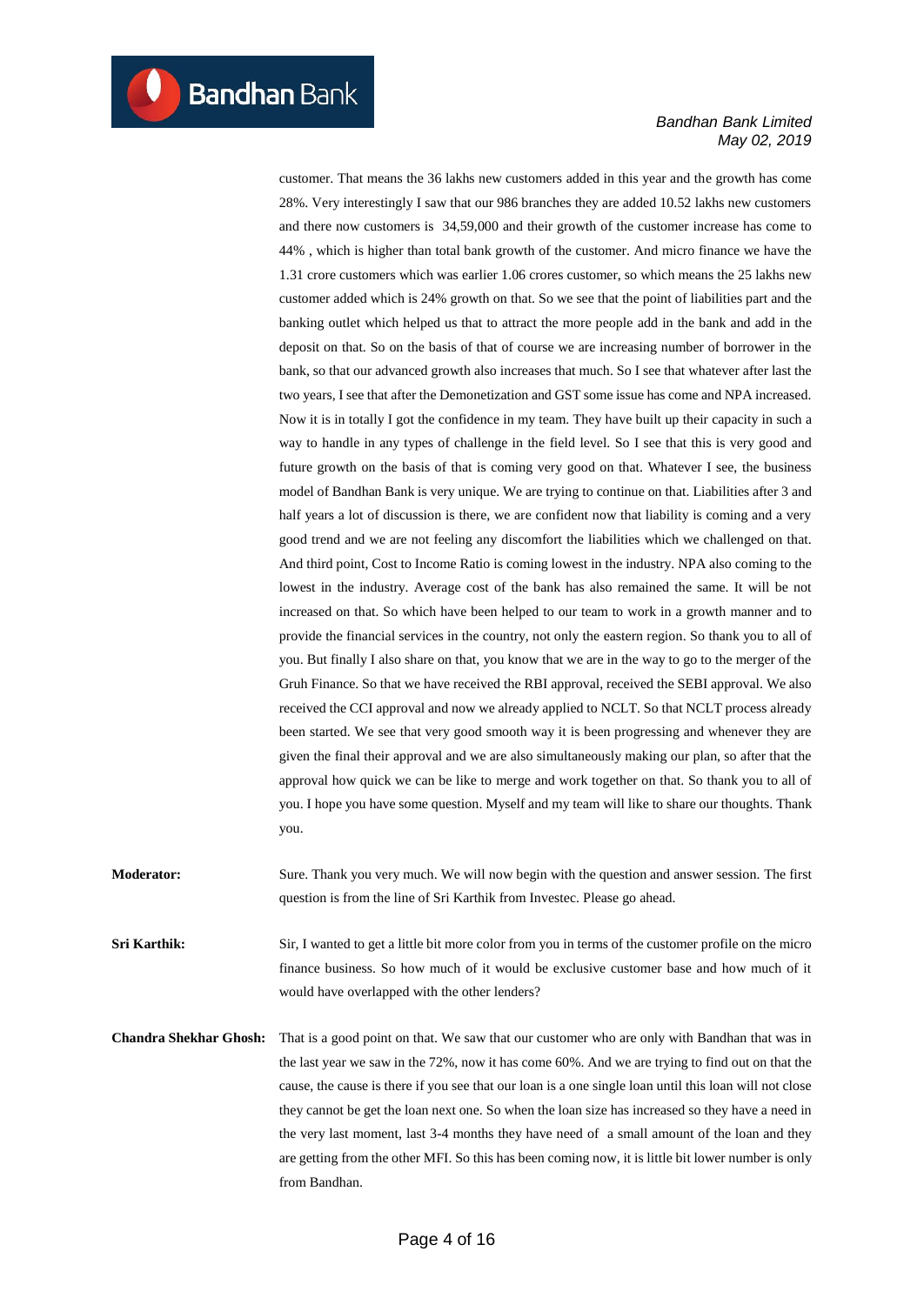customer. That means the 36 lakhs new customers added in this year and the growth has come 28%. Very interestingly I saw that our 986 branches they are added 10.52 lakhs new customers and there now customers is 34,59,000 and their growth of the customer increase has come to 44% , which is higher than total bank growth of the customer. And micro finance we have the 1.31 crore customers which was earlier 1.06 crores customer, so which means the 25 lakhs new customer added which is 24% growth on that. So we see that the point of liabilities part and the banking outlet which helped us that to attract the more people add in the bank and add in the deposit on that. So on the basis of that of course we are increasing number of borrower in the bank, so that our advanced growth also increases that much. So I see that whatever after last the two years, I see that after the Demonetization and GST some issue has come and NPA increased. Now it is in totally I got the confidence in my team. They have built up their capacity in such a way to handle in any types of challenge in the field level. So I see that this is very good and future growth on the basis of that is coming very good on that. Whatever I see, the business model of Bandhan Bank is very unique. We are trying to continue on that. Liabilities after 3 and half years a lot of discussion is there, we are confident now that liability is coming and a very good trend and we are not feeling any discomfort the liabilities which we challenged on that. And third point, Cost to Income Ratio is coming lowest in the industry. NPA also coming to the lowest in the industry. Average cost of the bank has also remained the same. It will be not increased on that. So which have been helped to our team to work in a growth manner and to provide the financial services in the country, not only the eastern region. So thank you to all of you. But finally I also share on that, you know that we are in the way to go to the merger of the Gruh Finance. So that we have received the RBI approval, received the SEBI approval. We also received the CCI approval and now we already applied to NCLT. So that NCLT process already been started. We see that very good smooth way it is been progressing and whenever they are given the final their approval and we are also simultaneously making our plan, so after that the approval how quick we can be like to merge and work together on that. So thank you to all of you. I hope you have some question. Myself and my team will like to share our thoughts. Thank you.

**Moderator:** Sure. Thank you very much. We will now begin with the question and answer session. The first question is from the line of Sri Karthik from Investec. Please go ahead.

**Sri Karthik:** Sir, I wanted to get a little bit more color from you in terms of the customer profile on the micro finance business. So how much of it would be exclusive customer base and how much of it would have overlapped with the other lenders?

**Chandra Shekhar Ghosh:** That is a good point on that. We saw that our customer who are only with Bandhan that was in the last year we saw in the 72%, now it has come 60%. And we are trying to find out on that the cause, the cause is there if you see that our loan is a one single loan until this loan will not close they cannot be get the loan next one. So when the loan size has increased so they have a need in the very last moment, last 3-4 months they have need of a small amount of the loan and they are getting from the other MFI. So this has been coming now, it is little bit lower number is only from Bandhan.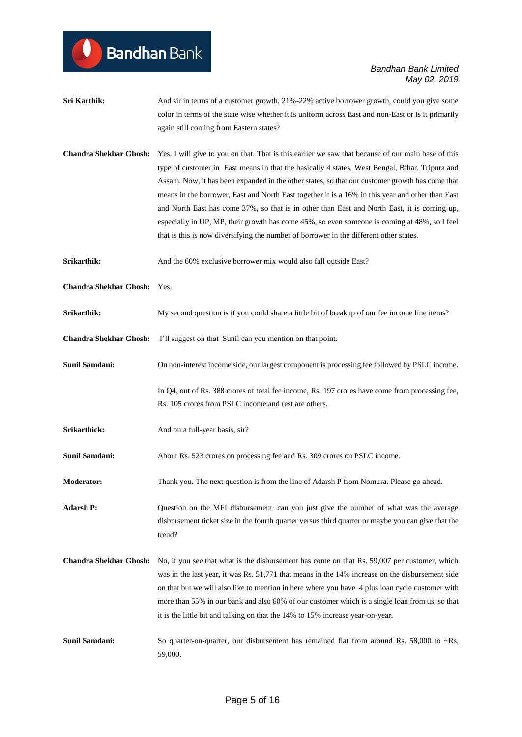**Sri Karthik:** And sir in terms of a customer growth, 21%-22% active borrower growth, could you give some color in terms of the state wise whether it is uniform across East and non-East or is it primarily again still coming from Eastern states?

**Chandra Shekhar Ghosh:** Yes. I will give to you on that. That is this earlier we saw that because of our main base of this type of customer in East means in that the basically 4 states, West Bengal, Bihar, Tripura and Assam. Now, it has been expanded in the other states, so that our customer growth has come that means in the borrower, East and North East together it is a 16% in this year and other than East and North East has come 37%, so that is in other than East and North East, it is coming up, especially in UP, MP, their growth has come 45%, so even someone is coming at 48%, so I feel that is this is now diversifying the number of borrower in the different other states.

**Srikarthik:** And the 60% exclusive borrower mix would also fall outside East?

**Chandra Shekhar Ghosh:** Yes.

**Srikarthik:** My second question is if you could share a little bit of breakup of our fee income line items?

**Chandra Shekhar Ghosh:** I'll suggest on that Sunil can you mention on that point.

**Sunil Samdani:** On non-interest income side, our largest component is processing fee followed by PSLC income.

In Q4, out of Rs. 388 crores of total fee income, Rs. 197 crores have come from processing fee, Rs. 105 crores from PSLC income and rest are others.

**Srikarthick:** And on a full-year basis, sir?

**Sunil Samdani:** About Rs. 523 crores on processing fee and Rs. 309 crores on PSLC income.

**Moderator:** Thank you. The next question is from the line of Adarsh P from Nomura. Please go ahead.

**Adarsh P:** Question on the MFI disbursement, can you just give the number of what was the average disbursement ticket size in the fourth quarter versus third quarter or maybe you can give that the trend?

**Chandra Shekhar Ghosh:** No, if you see that what is the disbursement has come on that Rs. 59,007 per customer, which was in the last year, it was Rs. 51,771 that means in the 14% increase on the disbursement side on that but we will also like to mention in here where you have 4 plus loan cycle customer with more than 55% in our bank and also 60% of our customer which is a single loan from us, so that it is the little bit and talking on that the 14% to 15% increase year-on-year.

**Sunil Samdani:** So quarter-on-quarter, our disbursement has remained flat from around Rs. 58,000 to ~Rs. 59,000.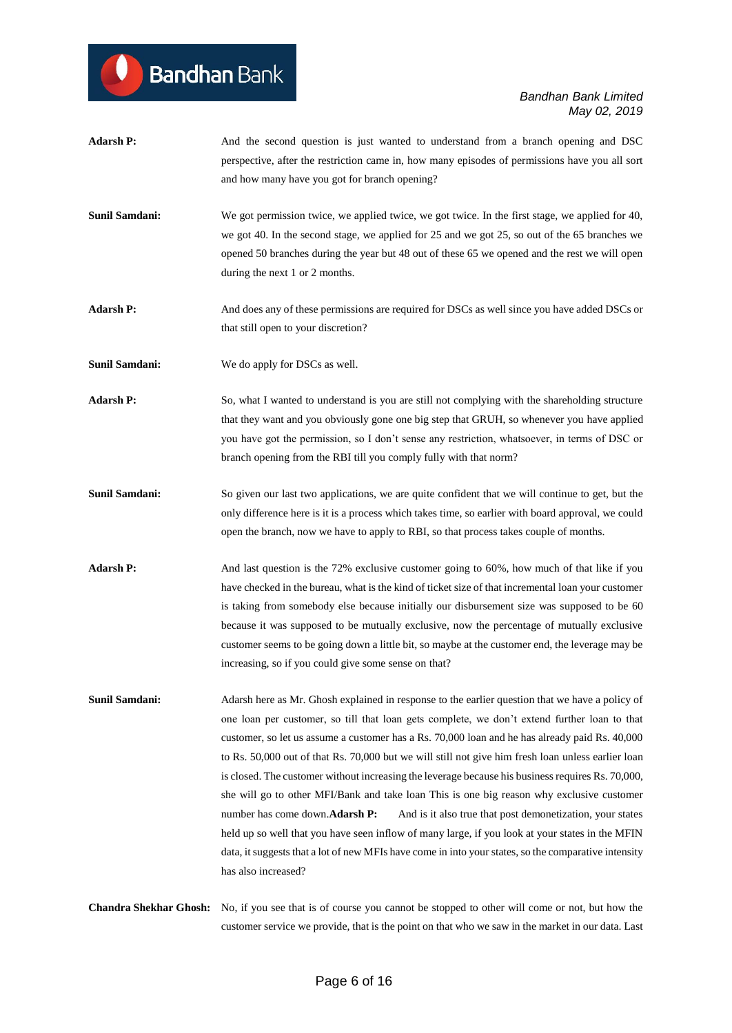**Adarsh P:** And the second question is just wanted to understand from a branch opening and DSC perspective, after the restriction came in, how many episodes of permissions have you all sort and how many have you got for branch opening?

**Sunil Samdani:** We got permission twice, we applied twice, we got twice. In the first stage, we applied for 40, we got 40. In the second stage, we applied for 25 and we got 25, so out of the 65 branches we opened 50 branches during the year but 48 out of these 65 we opened and the rest we will open during the next 1 or 2 months.

**Adarsh P:** And does any of these permissions are required for DSCs as well since you have added DSCs or that still open to your discretion?

**Sunil Samdani:** We do apply for DSCs as well.

**Adarsh P:** So, what I wanted to understand is you are still not complying with the shareholding structure that they want and you obviously gone one big step that GRUH, so whenever you have applied you have got the permission, so I don't sense any restriction, whatsoever, in terms of DSC or branch opening from the RBI till you comply fully with that norm?

**Sunil Samdani:** So given our last two applications, we are quite confident that we will continue to get, but the only difference here is it is a process which takes time, so earlier with board approval, we could open the branch, now we have to apply to RBI, so that process takes couple of months.

**Adarsh P:** And last question is the 72% exclusive customer going to 60%, how much of that like if you have checked in the bureau, what is the kind of ticket size of that incremental loan your customer is taking from somebody else because initially our disbursement size was supposed to be 60 because it was supposed to be mutually exclusive, now the percentage of mutually exclusive customer seems to be going down a little bit, so maybe at the customer end, the leverage may be increasing, so if you could give some sense on that?

**Sunil Samdani:** Adarsh here as Mr. Ghosh explained in response to the earlier question that we have a policy of one loan per customer, so till that loan gets complete, we don't extend further loan to that customer, so let us assume a customer has a Rs. 70,000 loan and he has already paid Rs. 40,000 to Rs. 50,000 out of that Rs. 70,000 but we will still not give him fresh loan unless earlier loan is closed. The customer without increasing the leverage because his business requires Rs. 70,000, she will go to other MFI/Bank and take loan This is one big reason why exclusive customer number has come down.

**Adarsh P:** And is it also true that post demonetization, your states held up so well that you have seen inflow of many large, if you look at your states in the MFIN data, it suggests that a lot of new MFIs have come in into your states, so the comparative intensity has also increased?

**Chandra Shekhar Ghosh:** No, if you see that is of course you cannot be stopped to other will come or not, but how the customer service we provide, that is the point on that who we saw in the market in our data. Last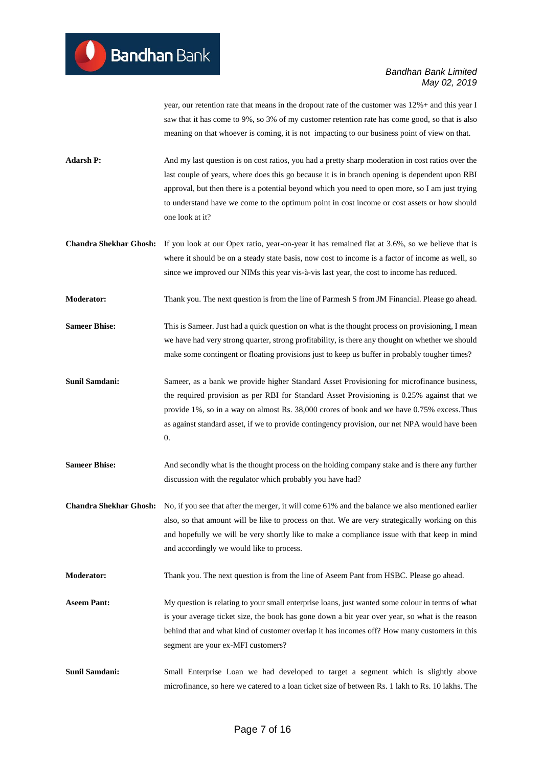year, our retention rate that means in the dropout rate of the customer was 12%+ and this year I saw that it has come to 9%, so 3% of my customer retention rate has come good, so that is also meaning on that whoever is coming, it is not impacting to our business point of view on that.

**Adarsh P:** And my last question is on cost ratios, you had a pretty sharp moderation in cost ratios over the last couple of years, where does this go because it is in branch opening is dependent upon RBI approval, but then there is a potential beyond which you need to open more, so I am just trying to understand have we come to the optimum point in cost income or cost assets or how should one look at it?

**Chandra Shekhar Ghosh:** If you look at our Opex ratio, year-on-year it has remained flat at 3.6%, so we believe that is where it should be on a steady state basis, now cost to income is a factor of income as well, so since we improved our NIMs this year vis-à-vis last year, the cost to income has reduced.

**Moderator:** Thank you. The next question is from the line of Parmesh S from JM Financial. Please go ahead.

**Sameer Bhise:** This is Sameer. Just had a quick question on what is the thought process on provisioning, I mean we have had very strong quarter, strong profitability, is there any thought on whether we should make some contingent or floating provisions just to keep us buffer in probably tougher times?

**Sunil Samdani:** Sameer, as a bank we provide higher Standard Asset Provisioning for microfinance business, the required provision as per RBI for Standard Asset Provisioning is 0.25% against that we provide 1%, so in a way on almost Rs. 38,000 crores of book and we have 0.75% excess.Thus as against standard asset, if we to provide contingency provision, our net NPA would have been 0.

**Sameer Bhise:** And secondly what is the thought process on the holding company stake and is there any further discussion with the regulator which probably you have had?

**Chandra Shekhar Ghosh:** No, if you see that after the merger, it will come 61% and the balance we also mentioned earlier also, so that amount will be like to process on that. We are very strategically working on this and hopefully we will be very shortly like to make a compliance issue with that keep in mind and accordingly we would like to process.

**Moderator:** Thank you. The next question is from the line of Aseem Pant from HSBC. Please go ahead.

**Aseem Pant:** My question is relating to your small enterprise loans, just wanted some colour in terms of what is your average ticket size, the book has gone down a bit year over year, so what is the reason behind that and what kind of customer overlap it has incomes off? How many customers in this segment are your ex-MFI customers?

**Sunil Samdani:** Small Enterprise Loan we had developed to target a segment which is slightly above microfinance, so here we catered to a loan ticket size of between Rs. 1 lakh to Rs. 10 lakhs. The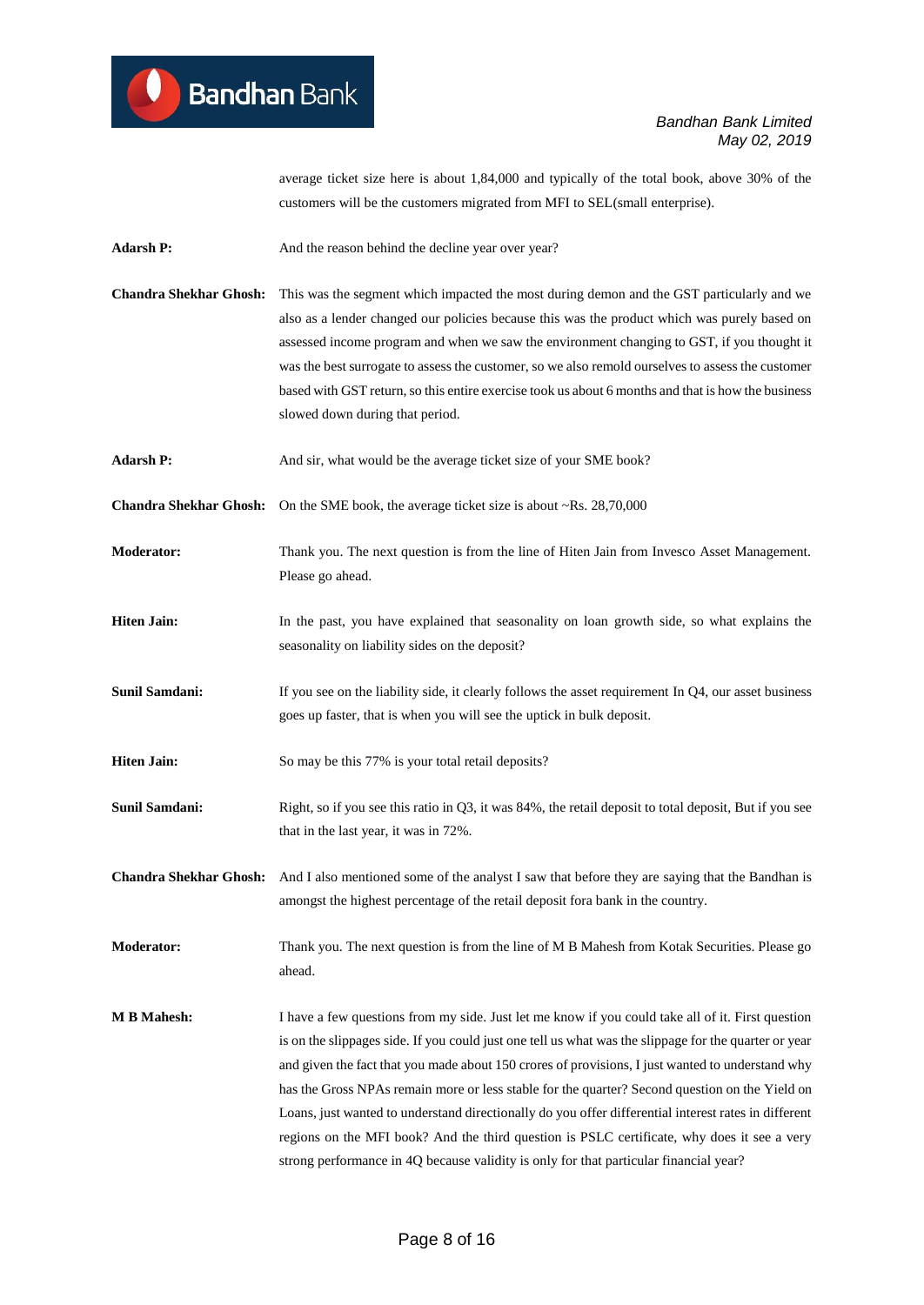average ticket size here is about 1,84,000 and typically of the total book, above 30% of the customers will be the customers migrated from MFI to SEL(small enterprise).

**Adarsh P:** And the reason behind the decline year over year?

**Chandra Shekhar Ghosh:** This was the segment which impacted the most during demon and the GST particularly and we also as a lender changed our policies because this was the product which was purely based on assessed income program and when we saw the environment changing to GST, if you thought it was the best surrogate to assess the customer, so we also remold ourselves to assess the customer based with GST return, so this entire exercise took us about 6 months and that is how the business slowed down during that period.

**Adarsh P:** And sir, what would be the average ticket size of your SME book?

**Chandra Shekhar Ghosh:** On the SME book, the average ticket size is about ~Rs. 28,70,000

**Moderator:** Thank you. The next question is from the line of Hiten Jain from Invesco Asset Management. Please go ahead.

**Hiten Jain:** In the past, you have explained that seasonality on loan growth side, so what explains the seasonality on liability sides on the deposit?

**Sunil Samdani:** If you see on the liability side, it clearly follows the asset requirement In Q4, our asset business goes up faster, that is when you will see the uptick in bulk deposit.

**Hiten Jain:** So may be this 77% is your total retail deposits?

**Sunil Samdani:** Right, so if you see this ratio in Q3, it was 84%, the retail deposit to total deposit, But if you see that in the last year, it was in 72%.

**Chandra Shekhar Ghosh:** And I also mentioned some of the analyst I saw that before they are saying that the Bandhan is amongst the highest percentage of the retail deposit fora bank in the country.

**Moderator:** Thank you. The next question is from the line of M B Mahesh from Kotak Securities. Please go ahead.

**M B Mahesh:** I have a few questions from my side. Just let me know if you could take all of it. First question is on the slippages side. If you could just one tell us what was the slippage for the quarter or year and given the fact that you made about 150 crores of provisions, I just wanted to understand why has the Gross NPAs remain more or less stable for the quarter? Second question on the Yield on Loans, just wanted to understand directionally do you offer differential interest rates in different regions on the MFI book? And the third question is PSLC certificate, why does it see a very strong performance in 4Q because validity is only for that particular financial year?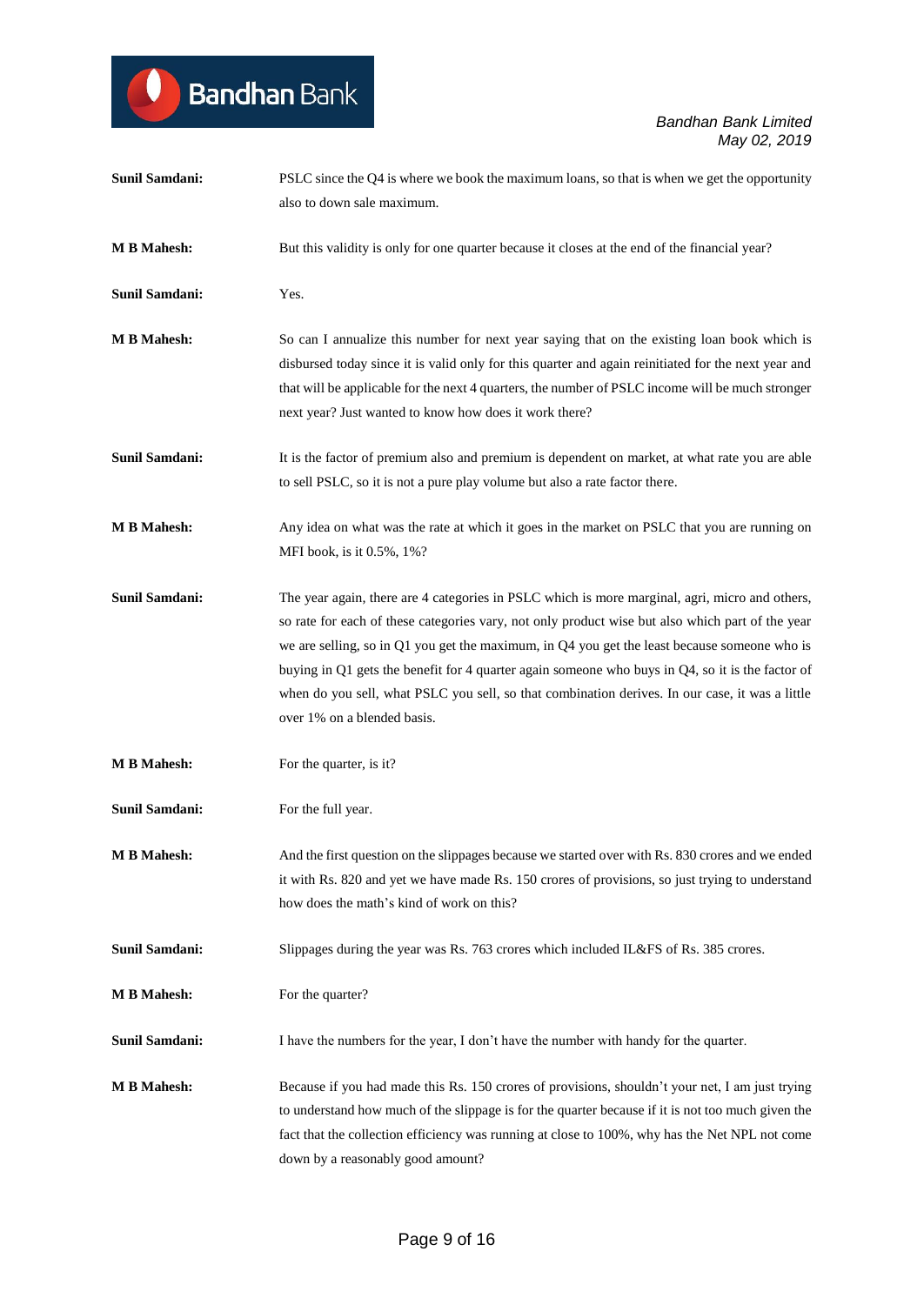**Sunil Samdani:** PSLC since the Q4 is where we book the maximum loans, so that is when we get the opportunity also to down sale maximum.

**M B Mahesh:** But this validity is only for one quarter because it closes at the end of the financial year?

**Sunil Samdani:** Yes.

**M B Mahesh:** So can I annualize this number for next year saying that on the existing loan book which is disbursed today since it is valid only for this quarter and again reinitiated for the next year and that will be applicable for the next 4 quarters, the number of PSLC income will be much stronger next year? Just wanted to know how does it work there?

**Sunil Samdani:** It is the factor of premium also and premium is dependent on market, at what rate you are able to sell PSLC, so it is not a pure play volume but also a rate factor there.

**M B Mahesh:** Any idea on what was the rate at which it goes in the market on PSLC that you are running on MFI book, is it 0.5%, 1%?

**Sunil Samdani:** The year again, there are 4 categories in PSLC which is more marginal, agri, micro and others, so rate for each of these categories vary, not only product wise but also which part of the year we are selling, so in Q1 you get the maximum, in Q4 you get the least because someone who is buying in Q1 gets the benefit for 4 quarter again someone who buys in Q4, so it is the factor of when do you sell, what PSLC you sell, so that combination derives. In our case, it was a little over 1% on a blended basis.

**M B Mahesh:** For the quarter, is it?

**Sunil Samdani:** For the full year.

**M B Mahesh:** And the first question on the slippages because we started over with Rs. 830 crores and we ended it with Rs. 820 and yet we have made Rs. 150 crores of provisions, so just trying to understand how does the math's kind of work on this?

**Sunil Samdani:** Slippages during the year was Rs. 763 crores which included IL&FS of Rs. 385 crores.

**M B Mahesh:** For the quarter?

**Sunil Samdani:** I have the numbers for the year, I don't have the number with handy for the quarter.

**M B Mahesh:** Because if you had made this Rs. 150 crores of provisions, shouldn't your net, I am just trying to understand how much of the slippage is for the quarter because if it is not too much given the fact that the collection efficiency was running at close to 100%, why has the Net NPL not come down by a reasonably good amount?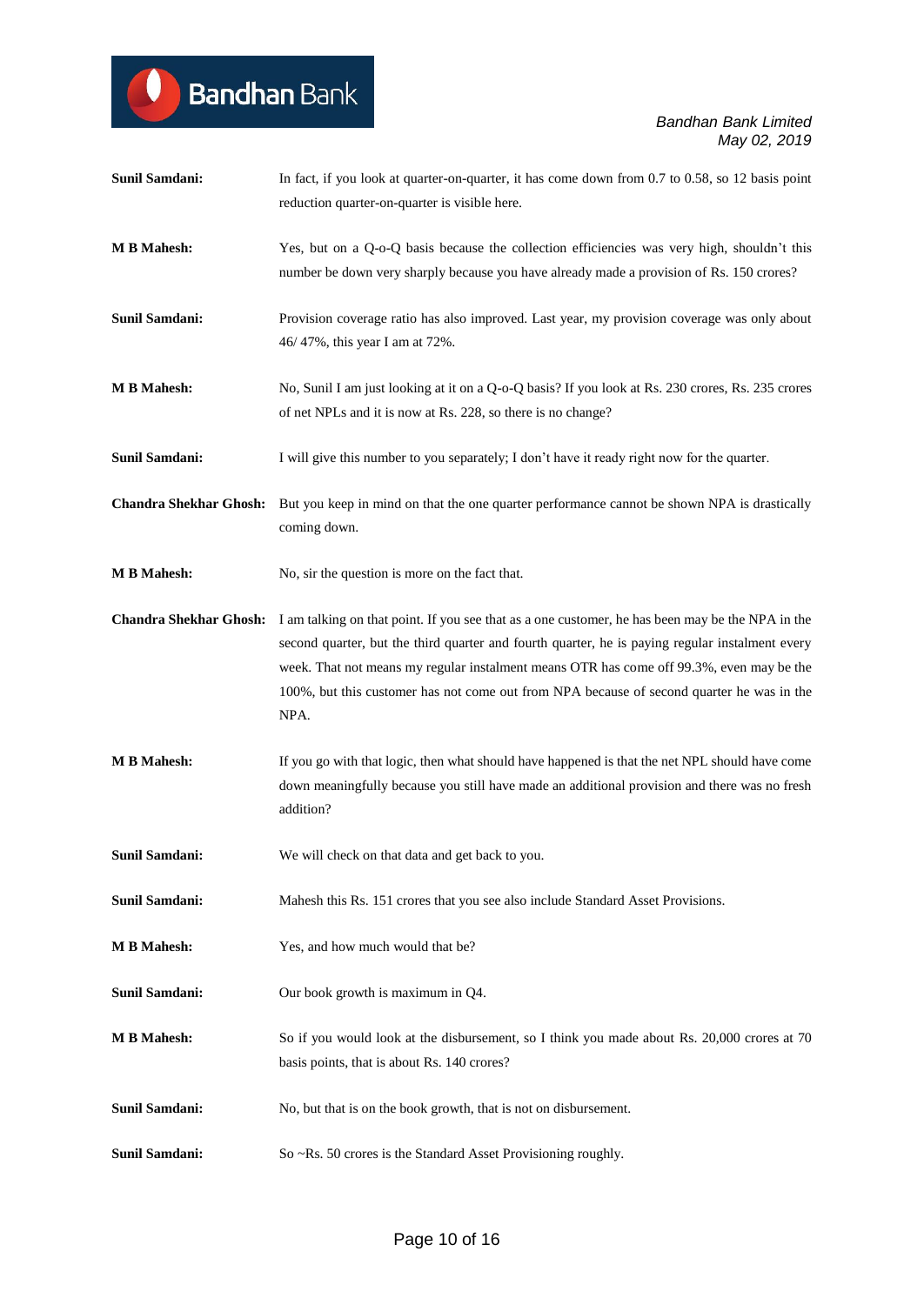**Sunil Samdani:** In fact, if you look at quarter-on-quarter, it has come down from 0.7 to 0.58, so 12 basis point reduction quarter-on-quarter is visible here.

**M B Mahesh:** Yes, but on a Q-o-Q basis because the collection efficiencies was very high, shouldn't this number be down very sharply because you have already made a provision of Rs. 150 crores?

**Sunil Samdani:** Provision coverage ratio has also improved. Last year, my provision coverage was only about 46/ 47%, this year I am at 72%.

**M B Mahesh:** No, Sunil I am just looking at it on a Q-o-Q basis? If you look at Rs. 230 crores, Rs. 235 crores of net NPLs and it is now at Rs. 228, so there is no change?

**Sunil Samdani:** I will give this number to you separately; I don't have it ready right now for the quarter.

**Chandra Shekhar Ghosh:** But you keep in mind on that the one quarter performance cannot be shown NPA is drastically coming down.

**M B Mahesh:** No, sir the question is more on the fact that.

**Chandra Shekhar Ghosh:** I am talking on that point. If you see that as a one customer, he has been may be the NPA in the second quarter, but the third quarter and fourth quarter, he is paying regular instalment every week. That not means my regular instalment means OTR has come off 99.3%, even may be the 100%, but this customer has not come out from NPA because of second quarter he was in the NPA.

**M B Mahesh:** If you go with that logic, then what should have happened is that the net NPL should have come down meaningfully because you still have made an additional provision and there was no fresh addition?

**Sunil Samdani:** We will check on that data and get back to you.

**Sunil Samdani:** Mahesh this Rs. 151 crores that you see also include Standard Asset Provisions.

**M B Mahesh:** Yes, and how much would that be?

**Sunil Samdani:** Our book growth is maximum in Q4.

**M B Mahesh:** So if you would look at the disbursement, so I think you made about Rs. 20,000 crores at 70 basis points, that is about Rs. 140 crores?

**Sunil Samdani:** No, but that is on the book growth, that is not on disbursement.

**Sunil Samdani:** So ~Rs. 50 crores is the Standard Asset Provisioning roughly.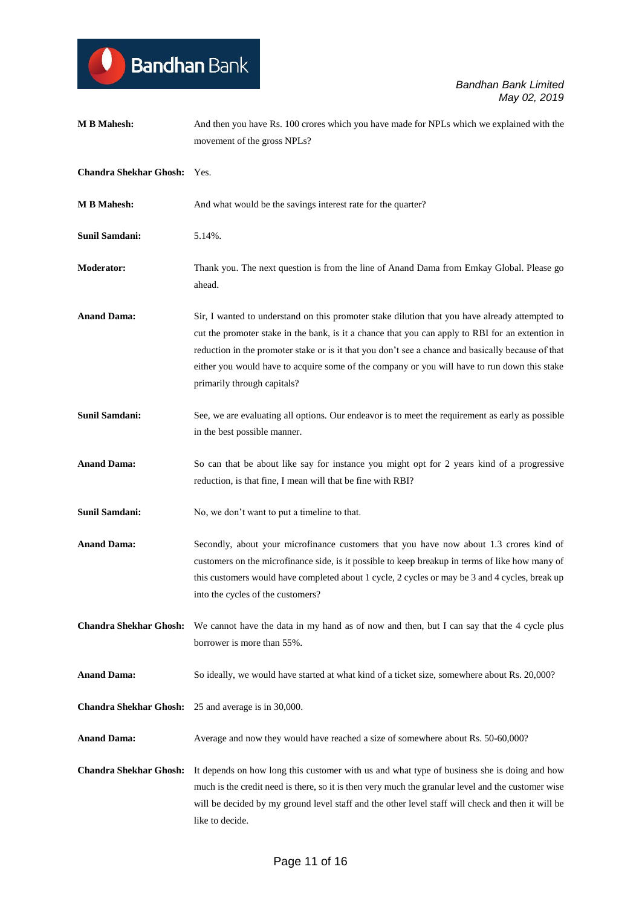**M B Mahesh:** And then you have Rs. 100 crores which you have made for NPLs which we explained with the movement of the gross NPLs?

**Chandra Shekhar Ghosh:** Yes.

**M B Mahesh:** And what would be the savings interest rate for the quarter?

**Sunil Samdani:** 5.14%.

**Moderator:** Thank you. The next question is from the line of Anand Dama from Emkay Global. Please go ahead.

**Anand Dama:** Sir, I wanted to understand on this promoter stake dilution that you have already attempted to cut the promoter stake in the bank, is it a chance that you can apply to RBI for an extention in reduction in the promoter stake or is it that you don't see a chance and basically because of that either you would have to acquire some of the company or you will have to run down this stake primarily through capitals?

**Sunil Samdani:** See, we are evaluating all options. Our endeavor is to meet the requirement as early as possible in the best possible manner.

**Anand Dama:** So can that be about like say for instance you might opt for 2 years kind of a progressive reduction, is that fine, I mean will that be fine with RBI?

**Sunil Samdani:** No, we don't want to put a timeline to that.

**Anand Dama:** Secondly, about your microfinance customers that you have now about 1.3 crores kind of customers on the microfinance side, is it possible to keep breakup in terms of like how many of this customers would have completed about 1 cycle, 2 cycles or may be 3 and 4 cycles, break up into the cycles of the customers?

**Chandra Shekhar Ghosh:** We cannot have the data in my hand as of now and then, but I can say that the 4 cycle plus borrower is more than 55%.

**Anand Dama:** So ideally, we would have started at what kind of a ticket size, somewhere about Rs. 20,000?

**Chandra Shekhar Ghosh:** 25 and average is in 30,000.

**Anand Dama:** Average and now they would have reached a size of somewhere about Rs. 50-60,000?

**Chandra Shekhar Ghosh:** It depends on how long this customer with us and what type of business she is doing and how much is the credit need is there, so it is then very much the granular level and the customer wise will be decided by my ground level staff and the other level staff will check and then it will be like to decide.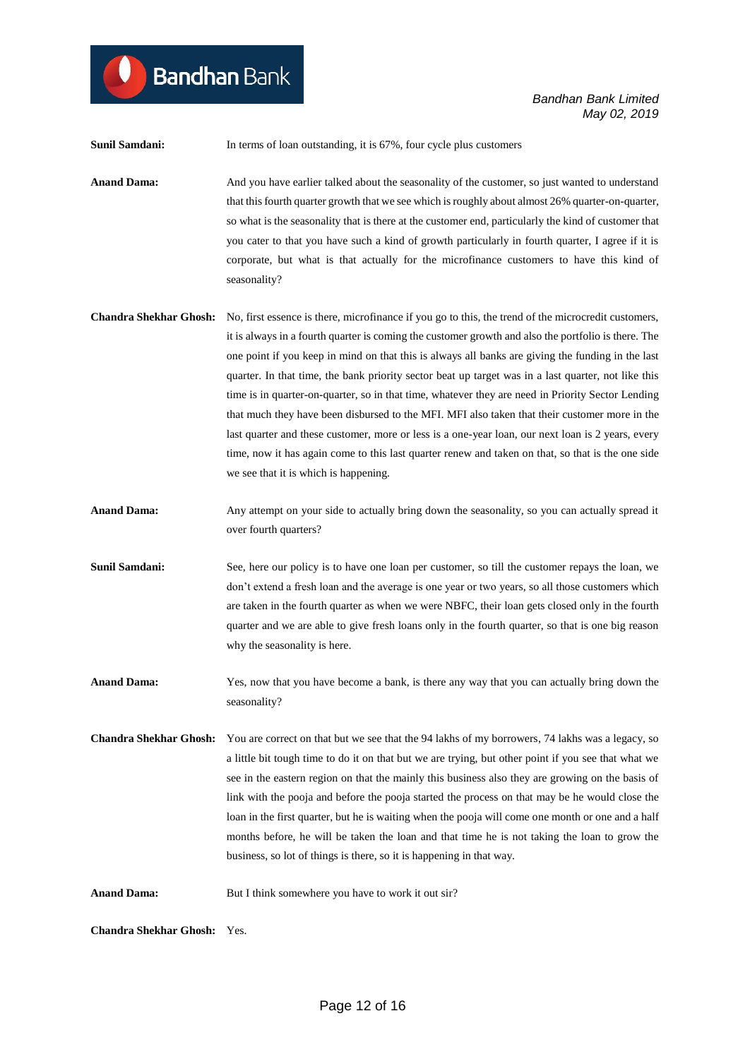**Sunil Samdani:** In terms of loan outstanding, it is 67%, four cycle plus customers

**Anand Dama:** And you have earlier talked about the seasonality of the customer, so just wanted to understand that this fourth quarter growth that we see which is roughly about almost 26% quarter-on-quarter, so what is the seasonality that is there at the customer end, particularly the kind of customer that you cater to that you have such a kind of growth particularly in fourth quarter, I agree if it is corporate, but what is that actually for the microfinance customers to have this kind of seasonality?

**Chandra Shekhar Ghosh:** No, first essence is there, microfinance if you go to this, the trend of the microcredit customers, it is always in a fourth quarter is coming the customer growth and also the portfolio is there. The one point if you keep in mind on that this is always all banks are giving the funding in the last quarter. In that time, the bank priority sector beat up target was in a last quarter, not like this time is in quarter-on-quarter, so in that time, whatever they are need in Priority Sector Lending that much they have been disbursed to the MFI. MFI also taken that their customer more in the last quarter and these customer, more or less is a one-year loan, our next loan is 2 years, every time, now it has again come to this last quarter renew and taken on that, so that is the one side we see that it is which is happening.

**Anand Dama:** Any attempt on your side to actually bring down the seasonality, so you can actually spread it over fourth quarters?

**Sunil Samdani:** See, here our policy is to have one loan per customer, so till the customer repays the loan, we don't extend a fresh loan and the average is one year or two years, so all those customers which are taken in the fourth quarter as when we were NBFC, their loan gets closed only in the fourth quarter and we are able to give fresh loans only in the fourth quarter, so that is one big reason why the seasonality is here.

**Anand Dama:** Yes, now that you have become a bank, is there any way that you can actually bring down the seasonality?

**Chandra Shekhar Ghosh:** You are correct on that but we see that the 94 lakhs of my borrowers, 74 lakhs was a legacy, so a little bit tough time to do it on that but we are trying, but other point if you see that what we see in the eastern region on that the mainly this business also they are growing on the basis of link with the pooja and before the pooja started the process on that may be he would close the loan in the first quarter, but he is waiting when the pooja will come one month or one and a half months before, he will be taken the loan and that time he is not taking the loan to grow the business, so lot of things is there, so it is happening in that way.

**Anand Dama:** But I think somewhere you have to work it out sir?

**Chandra Shekhar Ghosh:** Yes.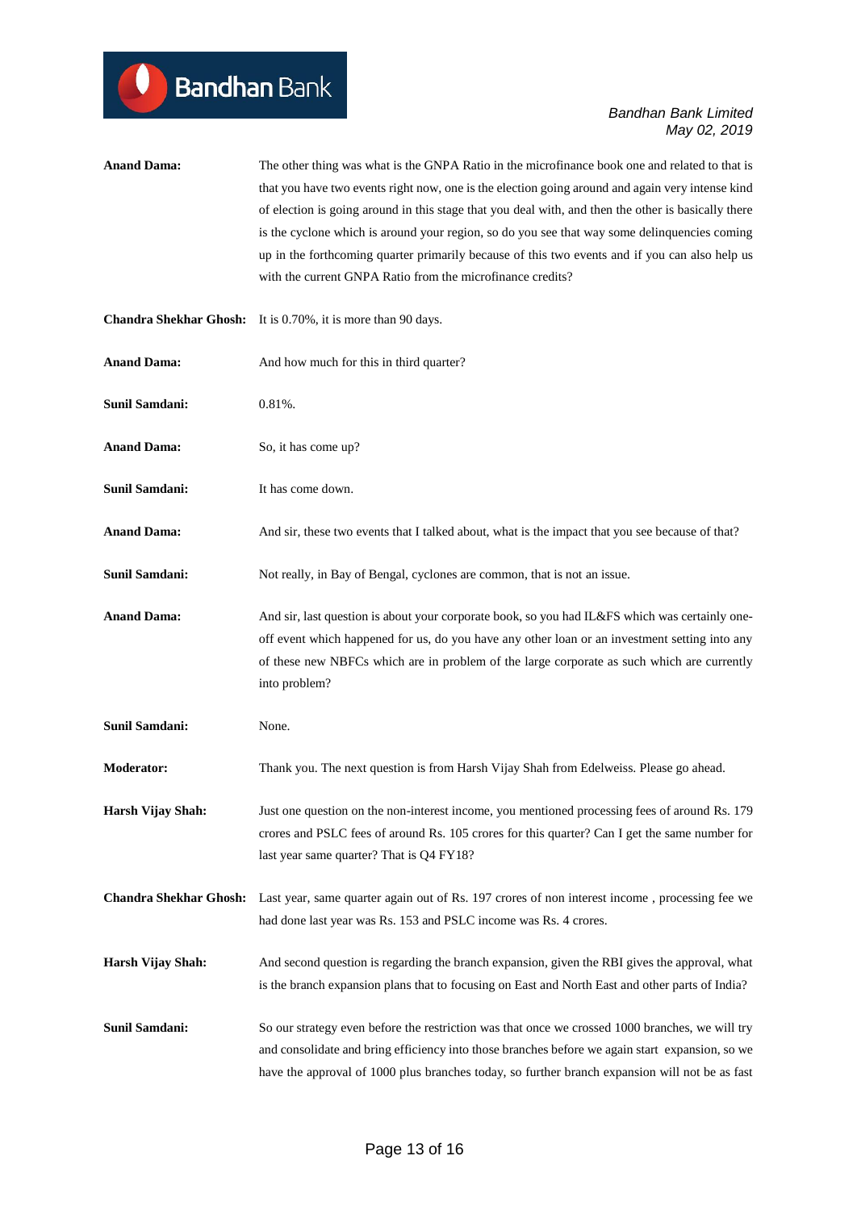**Anand Dama:** The other thing was what is the GNPA Ratio in the microfinance book one and related to that is that you have two events right now, one is the election going around and again very intense kind of election is going around in this stage that you deal with, and then the other is basically there is the cyclone which is around your region, so do you see that way some delinquencies coming up in the forthcoming quarter primarily because of this two events and if you can also help us with the current GNPA Ratio from the microfinance credits?

**Chandra Shekhar Ghosh:** It is 0.70%, it is more than 90 days.

**Anand Dama:** And how much for this in third quarter?

**Sunil Samdani:** 0.81%.

**Anand Dama:** So, it has come up?

**Sunil Samdani:** It has come down.

**Anand Dama:** And sir, these two events that I talked about, what is the impact that you see because of that?

**Sunil Samdani:** Not really, in Bay of Bengal, cyclones are common, that is not an issue.

**Anand Dama:** And sir, last question is about your corporate book, so you had IL&FS which was certainly one-off event which happened for us, do you have any other loan or an investment setting into any of these new NBFCs which are in problem of the large corporate as such which are currently into problem?

**Sunil Samdani:** None.

**Moderator:** Thank you. The next question is from Harsh Vijay Shah from Edelweiss. Please go ahead.

**Harsh Vijay Shah:** Just one question on the non-interest income, you mentioned processing fees of around Rs. 179 crores and PSLC fees of around Rs. 105 crores for this quarter? Can I get the same number for last year same quarter? That is Q4 FY18?

**Chandra Shekhar Ghosh:** Last year, same quarter again out of Rs. 197 crores of non interest income , processing fee we had done last year was Rs. 153 and PSLC income was Rs. 4 crores.

**Harsh Vijay Shah:** And second question is regarding the branch expansion, given the RBI gives the approval, what is the branch expansion plans that to focusing on East and North East and other parts of India?

**Sunil Samdani:** So our strategy even before the restriction was that once we crossed 1000 branches, we will try and consolidate and bring efficiency into those branches before we again start expansion, so we have the approval of 1000 plus branches today, so further branch expansion will not be as fast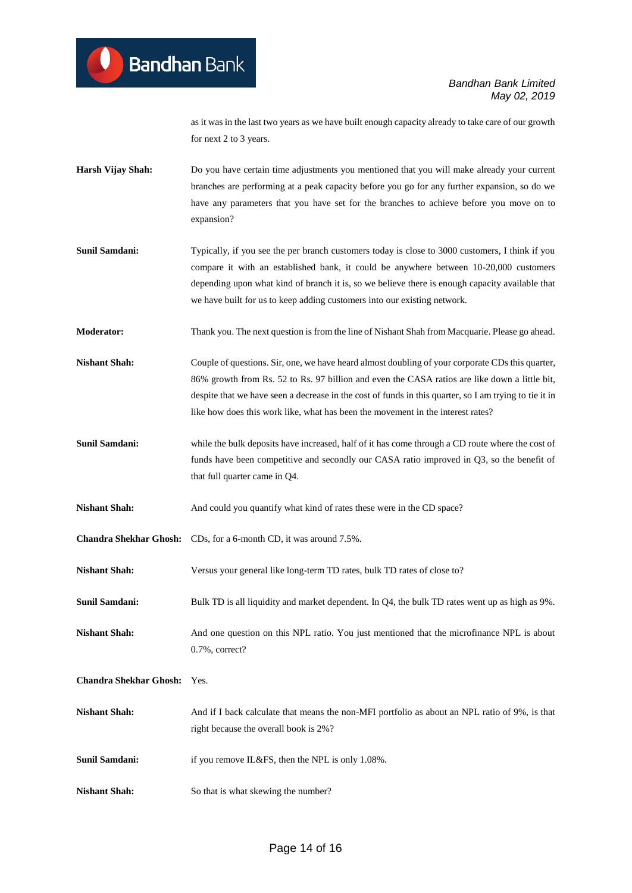as it was in the last two years as we have built enough capacity already to take care of our growth for next 2 to 3 years.

**Harsh Vijay Shah:** Do you have certain time adjustments you mentioned that you will make already your current branches are performing at a peak capacity before you go for any further expansion, so do we have any parameters that you have set for the branches to achieve before you move on to expansion?

**Sunil Samdani:** Typically, if you see the per branch customers today is close to 3000 customers, I think if you compare it with an established bank, it could be anywhere between 10-20,000 customers depending upon what kind of branch it is, so we believe there is enough capacity available that we have built for us to keep adding customers into our existing network.

**Moderator:** Thank you. The next question is from the line of Nishant Shah from Macquarie. Please go ahead.

**Nishant Shah:** Couple of questions. Sir, one, we have heard almost doubling of your corporate CDs this quarter, 86% growth from Rs. 52 to Rs. 97 billion and even the CASA ratios are like down a little bit, despite that we have seen a decrease in the cost of funds in this quarter, so I am trying to tie it in like how does this work like, what has been the movement in the interest rates?

**Sunil Samdani:** while the bulk deposits have increased, half of it has come through a CD route where the cost of funds have been competitive and secondly our CASA ratio improved in Q3, so the benefit of that full quarter came in Q4.

**Nishant Shah:** And could you quantify what kind of rates these were in the CD space?

**Chandra Shekhar Ghosh:** CDs, for a 6-month CD, it was around 7.5%.

**Nishant Shah:** Versus your general like long-term TD rates, bulk TD rates of close to?

**Sunil Samdani:** Bulk TD is all liquidity and market dependent. In Q4, the bulk TD rates went up as high as 9%.

**Nishant Shah:** And one question on this NPL ratio. You just mentioned that the microfinance NPL is about 0.7%, correct?

**Chandra Shekhar Ghosh:** Yes.

**Nishant Shah:** And if I back calculate that means the non-MFI portfolio as about an NPL ratio of 9%, is that right because the overall book is 2%?

**Sunil Samdani:** if you remove IL&FS, then the NPL is only 1.08%.

**Nishant Shah:** So that is what skewing the number?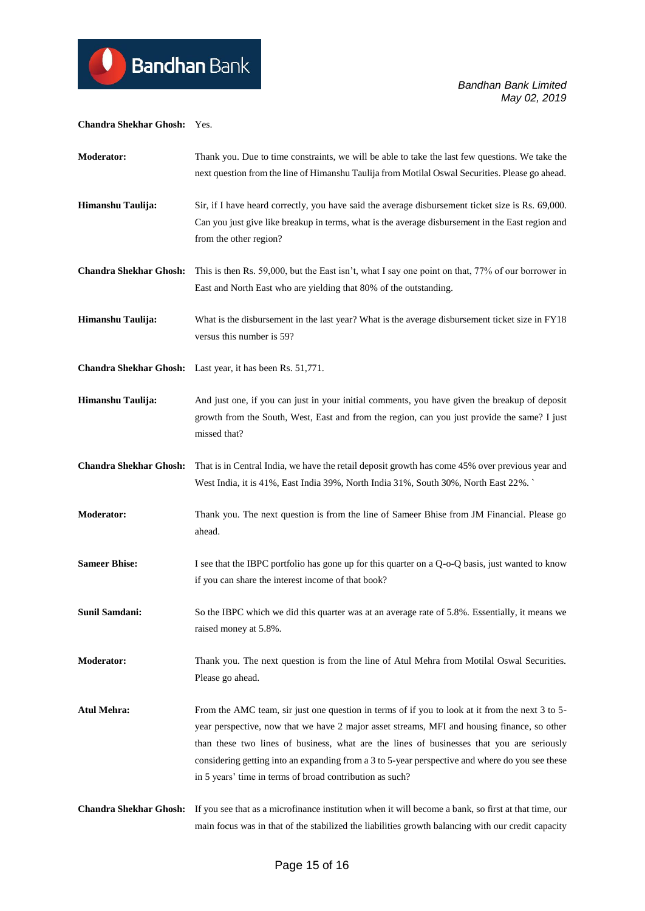**Chandra Shekhar Ghosh:** Yes.

**Moderator:** Thank you. Due to time constraints, we will be able to take the last few questions. We take the next question from the line of Himanshu Taulija from Motilal Oswal Securities. Please go ahead.

**Himanshu Taulija:** Sir, if I have heard correctly, you have said the average disbursement ticket size is Rs. 69,000. Can you just give like breakup in terms, what is the average disbursement in the East region and from the other region?

**Chandra Shekhar Ghosh:** This is then Rs. 59,000, but the East isn't, what I say one point on that, 77% of our borrower in East and North East who are yielding that 80% of the outstanding.

**Himanshu Taulija:** What is the disbursement in the last year? What is the average disbursement ticket size in FY18 versus this number is 59?

**Chandra Shekhar Ghosh:** Last year, it has been Rs. 51,771.

**Himanshu Taulija:** And just one, if you can just in your initial comments, you have given the breakup of deposit growth from the South, West, East and from the region, can you just provide the same? I just missed that?

**Chandra Shekhar Ghosh:** That is in Central India, we have the retail deposit growth has come 45% over previous year and West India, it is 41%, East India 39%, North India 31%, South 30%, North East 22%. `

**Moderator:** Thank you. The next question is from the line of Sameer Bhise from JM Financial. Please go ahead.

**Sameer Bhise:** I see that the IBPC portfolio has gone up for this quarter on a Q-o-Q basis, just wanted to know if you can share the interest income of that book?

**Sunil Samdani:** So the IBPC which we did this quarter was at an average rate of 5.8%. Essentially, it means we raised money at 5.8%.

**Moderator:** Thank you. The next question is from the line of Atul Mehra from Motilal Oswal Securities. Please go ahead.

**Atul Mehra:** From the AMC team, sir just one question in terms of if you to look at it from the next 3 to 5-year perspective, now that we have 2 major asset streams, MFI and housing finance, so other than these two lines of business, what are the lines of businesses that you are seriously considering getting into an expanding from a 3 to 5-year perspective and where do you see these in 5 years' time in terms of broad contribution as such?

**Chandra Shekhar Ghosh:** If you see that as a microfinance institution when it will become a bank, so first at that time, our main focus was in that of the stabilized the liabilities growth balancing with our credit capacity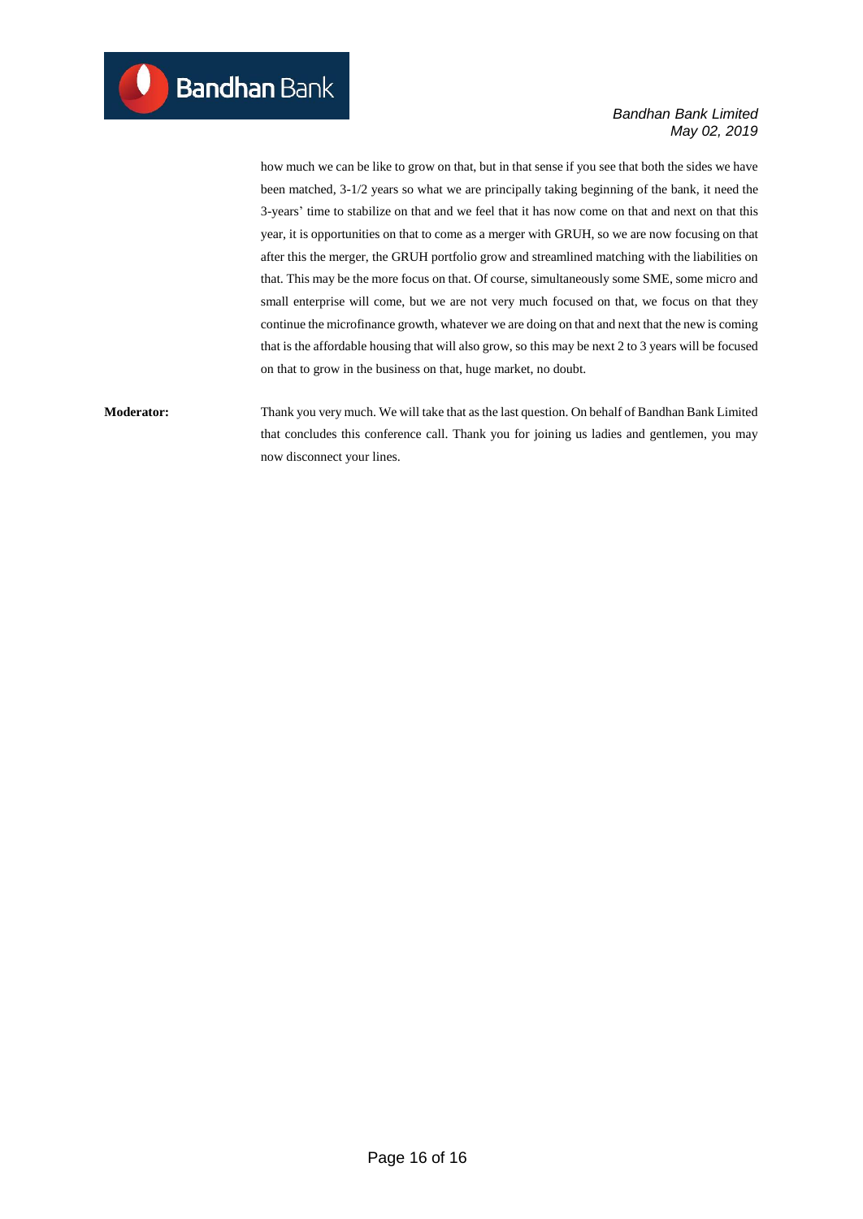how much we can be like to grow on that, but in that sense if you see that both the sides we have been matched, 3-1/2 years so what we are principally taking beginning of the bank, it need the 3-years' time to stabilize on that and we feel that it has now come on that and next on that this year, it is opportunities on that to come as a merger with GRUH, so we are now focusing on that after this the merger, the GRUH portfolio grow and streamlined matching with the liabilities on that. This may be the more focus on that. Of course, simultaneously some SME, some micro and small enterprise will come, but we are not very much focused on that, we focus on that they continue the microfinance growth, whatever we are doing on that and next that the new is coming that is the affordable housing that will also grow, so this may be next 2 to 3 years will be focused on that to grow in the business on that, huge market, no doubt.

**Moderator:** Thank you very much. We will take that as the last question. On behalf of Bandhan Bank Limited that concludes this conference call. Thank you for joining us ladies and gentlemen, you may now disconnect your lines.